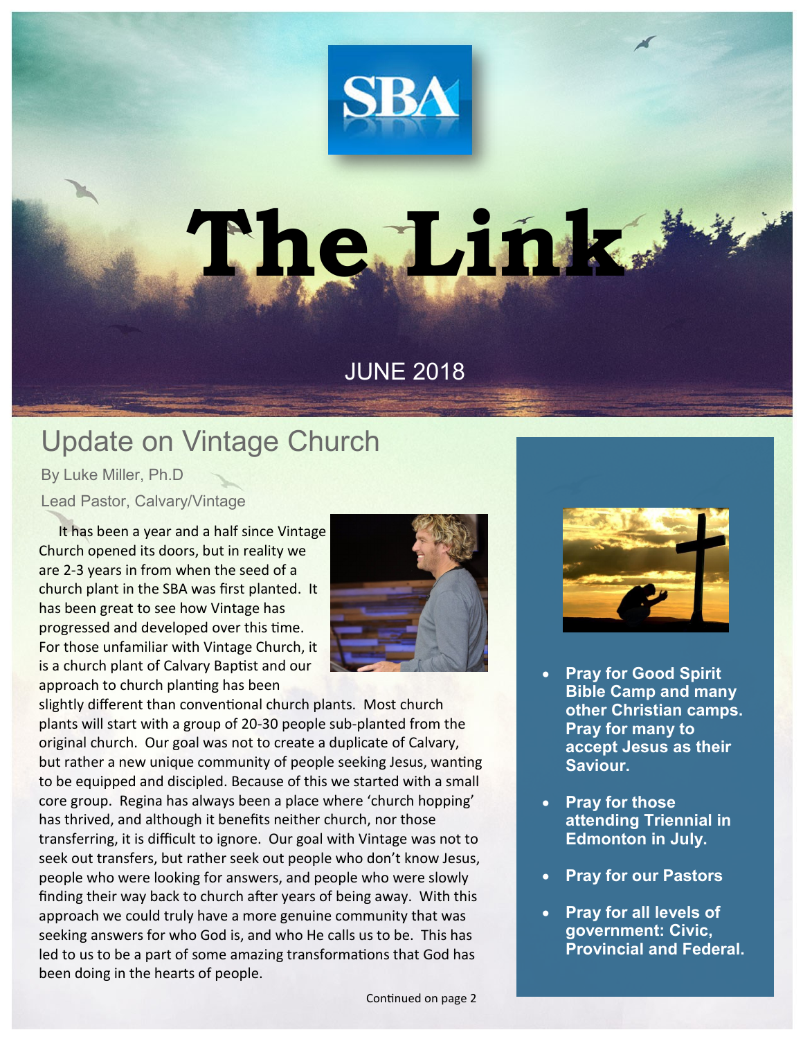SBA

# The Link

JUNE 2018

## Update on Vintage Church

By Luke Miller, Ph.D

Lead Pastor, Calvary/Vintage

It has been a year and a half since Vintage Church opened its doors, but in reality we are 2-3 years in from when the seed of a church plant in the SBA was first planted. It has been great to see how Vintage has progressed and developed over this time. For those unfamiliar with Vintage Church, it is a church plant of Calvary Baptist and our approach to church planting has been slightly different than conventional church plants. Most church plants will start with a group of 20-30 people sub-planted from the original church. Our goal was not to create a duplicate of Calvary, but rather a new unique community of people seeking Jesus, wanting to be equipped and discipled. Because of this we started with a small core group. Regina has always been a place where 'church hopping' has thrived, and although it benefits neither church, nor those transferring, it is difficult to ignore. Our goal with Vintage was not to seek out transfers, but rather seek out people who don't know Jesus, people who were looking for answers, and people who were slowly finding their way back to church after years of being away. With this approach we could truly have a more genuine community that was seeking answers for who God is, and who He calls us to be. This has led to us to be a part of some amazing transformations that God has been doing in the hearts of people.

Continued on page 2

- **Pray for Good Spirit Bible Camp and many other Christian camps. Pray for many to accept Jesus as their Saviour.**
- **Pray for those attending Triennial in Edmonton in July.**
- **Pray for our Pastors**
- **Pray for all levels of government: Civic, Provincial and Federal.**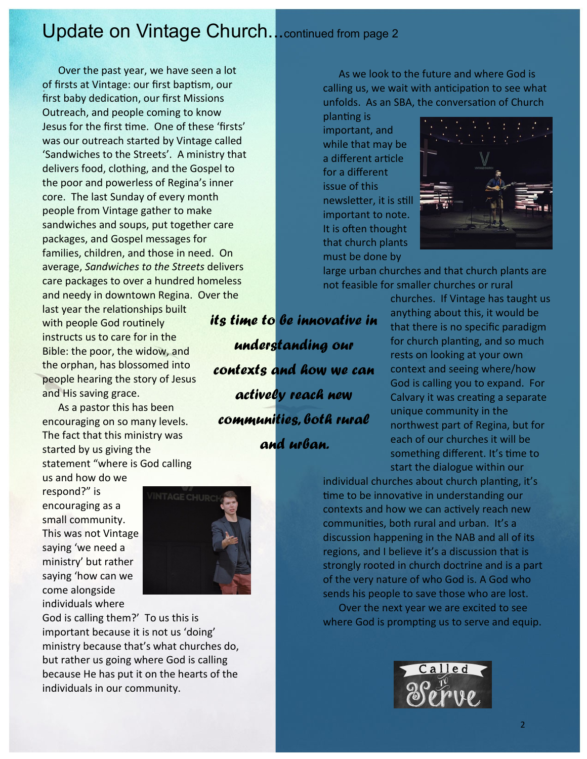# Update on Vintage Church...continued from page 2

Over the past year, we have seen a lot of firsts at Vintage: our first baptism, our first baby dedication, our first Missions Outreach, and people coming to know Jesus for the first time. One of these 'firsts' was our outreach started by Vintage called 'Sandwiches to the Streets'. A ministry that delivers food, clothing, and the Gospel to the poor and powerless of Regina's inner core. The last Sunday of every month people from Vintage gather to make sandwiches and soups, put together care packages, and Gospel messages for families, children, and those in need. On average, *Sandwiches to the Streets* delivers care packages to over a hundred homeless and needy in downtown Regina. Over the last year the relationships built with people God routinely instructs us to care for in the Bible: the poor, the widow, and the orphan, has blossomed into people hearing the story of Jesus and His saving grace.

As a pastor this has been encouraging on so many levels. The fact that this ministry was started by us giving the statement "where is God calling us and how do we respond?" is encouraging as a small community. This was not Vintage saying 'we need a ministry' but rather saying 'how can we come alongside individuals where God is calling them?' To us this is important because it is not us 'doing' ministry because that's what churches do, but rather us going where God is calling because He has put it on the hearts of the individuals in our community.

***its time to be innovative in understanding our contexts and how we can actively reach new communities, both rural and urban.***

As we look to the future and where God is calling us, we wait with anticipation to see what unfolds. As an SBA, the conversation of Church planting is important, and while that may be a different article for a different issue of this newsletter, it is still important to note. It is often thought that church plants must be done by large urban churches and that church plants are not feasible for smaller churches or rural churches. If Vintage has taught us anything about this, it would be that there is no specific paradigm for church planting, and so much rests on looking at your own context and seeing where/how God is calling you to expand. For Calvary it was creating a separate unique community in the northwest part of Regina, but for each of our churches it will be something different. It's time to start the dialogue within our individual churches about church planting, it's time to be innovative in understanding our contexts and how we can actively reach new communities, both rural and urban. It's a discussion happening in the NAB and all of its regions, and I believe it's a discussion that is strongly rooted in church doctrine and is a part of the very nature of who God is. A God who sends his people to save those who are lost.

Over the next year we are excited to see where God is prompting us to serve and equip.